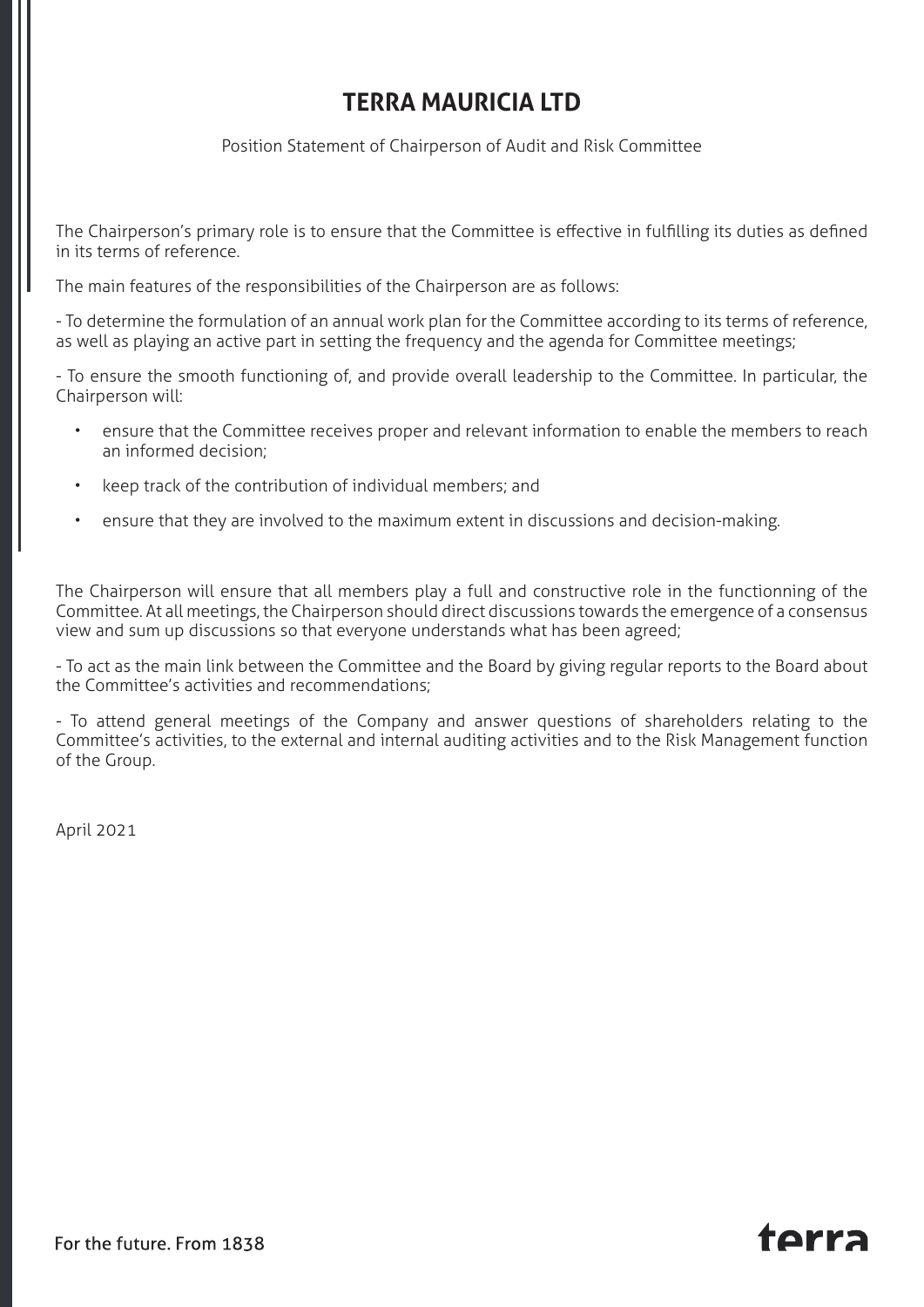# TERRA MAURICIA LTD

Position Statement of Chairperson of Audit and Risk Committee

The Chairperson's primary role is to ensure that the Committee is effective in fulfilling its duties as defined in its terms of reference.

The main features of the responsibilities of the Chairperson are as follows:

- To determine the formulation of an annual work plan for the Committee according to its terms of reference, as well as playing an active part in setting the frequency and the agenda for Committee meetings;

- To ensure the smooth functioning of, and provide overall leadership to the Committee. In particular, the Chairperson will:

  - ensure that the Committee receives proper and relevant information to enable the members to reach an informed decision;
  - keep track of the contribution of individual members; and
  - ensure that they are involved to the maximum extent in discussions and decision-making.

The Chairperson will ensure that all members play a full and constructive role in the functionning of the Committee. At all meetings, the Chairperson should direct discussions towards the emergence of a consensus view and sum up discussions so that everyone understands what has been agreed;

- To act as the main link between the Committee and the Board by giving regular reports to the Board about the Committee's activities and recommendations;

- To attend general meetings of the Company and answer questions of shareholders relating to the Committee's activities, to the external and internal auditing activities and to the Risk Management function of the Group.

April 2021

For the future. From 1838

terra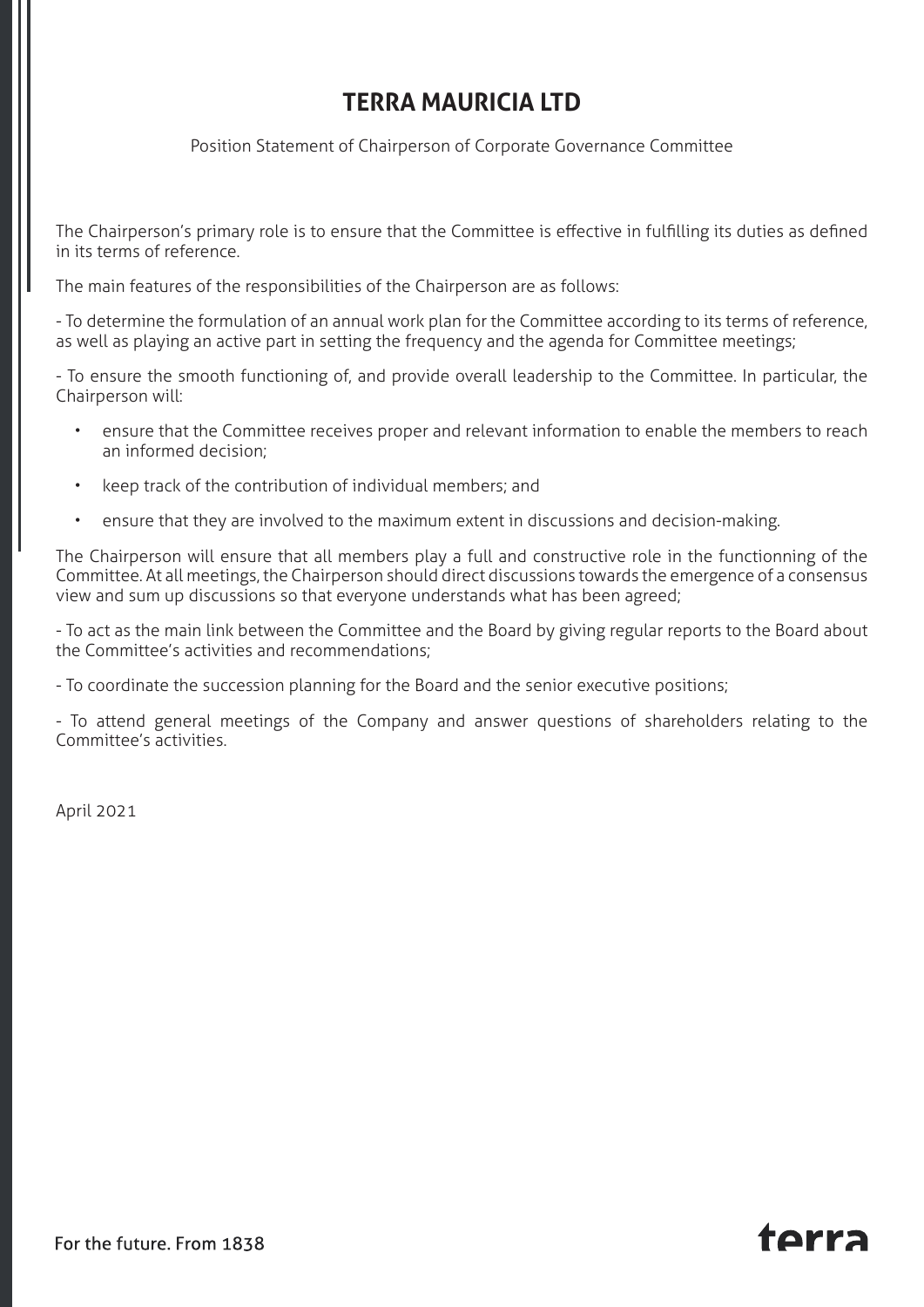# TERRA MAURICIA LTD

Position Statement of Chairperson of Corporate Governance Committee

The Chairperson's primary role is to ensure that the Committee is effective in fulfilling its duties as defined in its terms of reference.

The main features of the responsibilities of the Chairperson are as follows:

- To determine the formulation of an annual work plan for the Committee according to its terms of reference, as well as playing an active part in setting the frequency and the agenda for Committee meetings;

- To ensure the smooth functioning of, and provide overall leadership to the Committee. In particular, the Chairperson will:

  - ensure that the Committee receives proper and relevant information to enable the members to reach an informed decision;
  - keep track of the contribution of individual members; and
  - ensure that they are involved to the maximum extent in discussions and decision-making.

The Chairperson will ensure that all members play a full and constructive role in the functionning of the Committee. At all meetings, the Chairperson should direct discussions towards the emergence of a consensus view and sum up discussions so that everyone understands what has been agreed;

- To act as the main link between the Committee and the Board by giving regular reports to the Board about the Committee's activities and recommendations;

- To coordinate the succession planning for the Board and the senior executive positions;

- To attend general meetings of the Company and answer questions of shareholders relating to the Committee's activities.

April 2021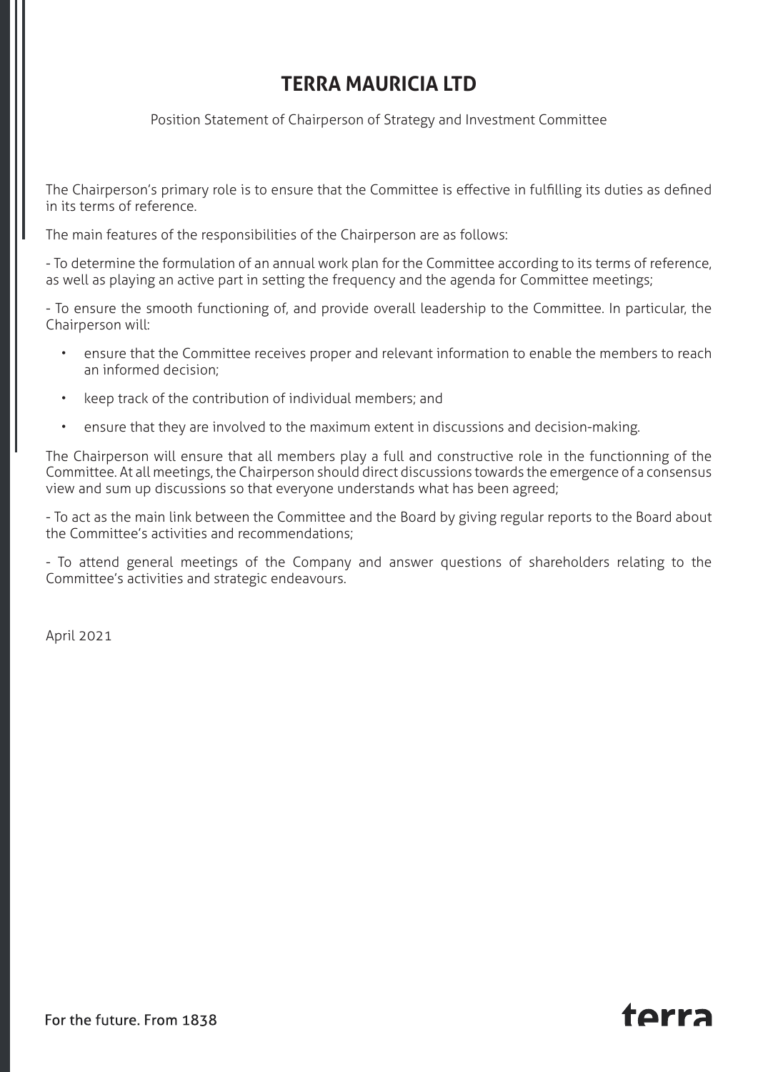# TERRA MAURICIA LTD

Position Statement of Chairperson of Strategy and Investment Committee

The Chairperson's primary role is to ensure that the Committee is effective in fulfilling its duties as defined in its terms of reference.

The main features of the responsibilities of the Chairperson are as follows:

- To determine the formulation of an annual work plan for the Committee according to its terms of reference, as well as playing an active part in setting the frequency and the agenda for Committee meetings;

- To ensure the smooth functioning of, and provide overall leadership to the Committee. In particular, the Chairperson will:

  - ensure that the Committee receives proper and relevant information to enable the members to reach an informed decision;
  - keep track of the contribution of individual members; and
  - ensure that they are involved to the maximum extent in discussions and decision-making.

  The Chairperson will ensure that all members play a full and constructive role in the functionning of the Committee. At all meetings, the Chairperson should direct discussions towards the emergence of a consensus view and sum up discussions so that everyone understands what has been agreed;

- To act as the main link between the Committee and the Board by giving regular reports to the Board about the Committee's activities and recommendations;

- To attend general meetings of the Company and answer questions of shareholders relating to the Committee's activities and strategic endeavours.

April 2021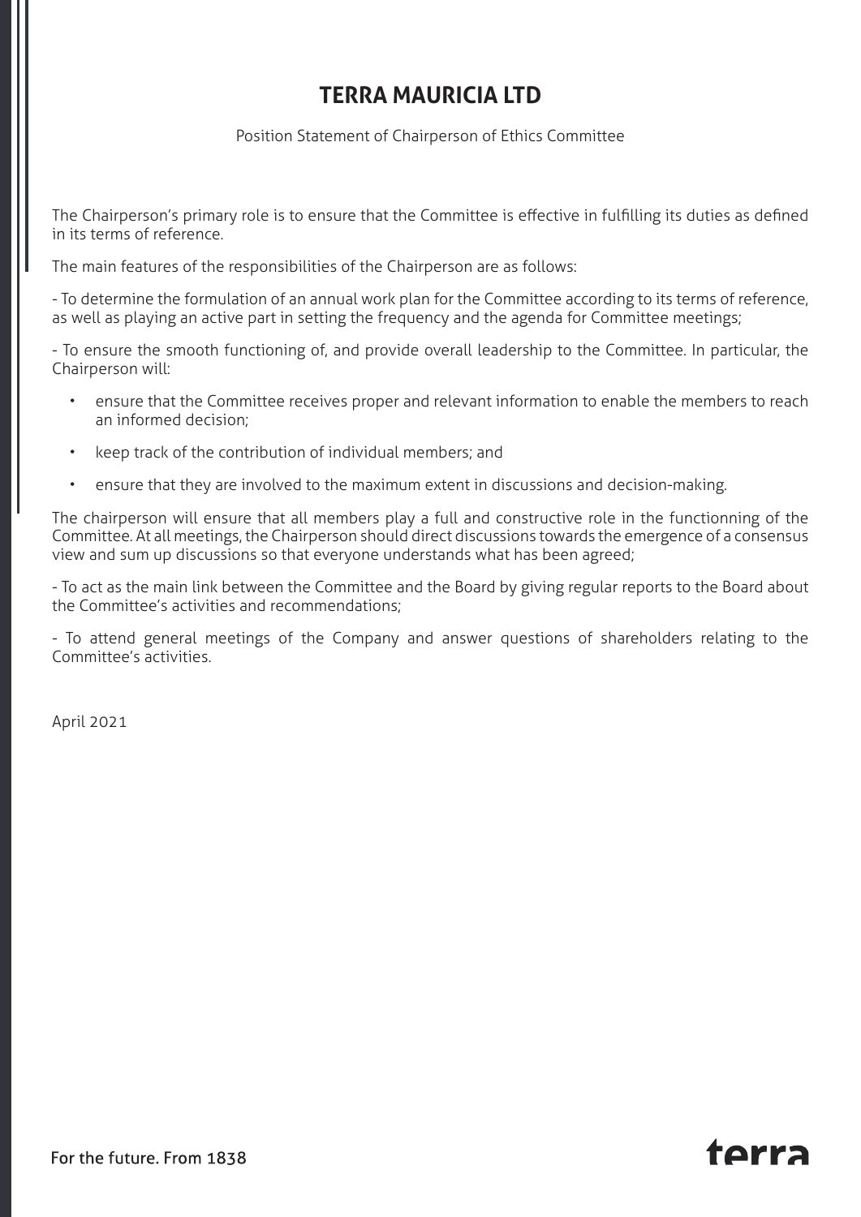# TERRA MAURICIA LTD

Position Statement of Chairperson of Ethics Committee

The Chairperson's primary role is to ensure that the Committee is effective in fulfilling its duties as defined in its terms of reference.

The main features of the responsibilities of the Chairperson are as follows:

- To determine the formulation of an annual work plan for the Committee according to its terms of reference, as well as playing an active part in setting the frequency and the agenda for Committee meetings;

- To ensure the smooth functioning of, and provide overall leadership to the Committee. In particular, the Chairperson will:

  - ensure that the Committee receives proper and relevant information to enable the members to reach an informed decision;
  - keep track of the contribution of individual members; and
  - ensure that they are involved to the maximum extent in discussions and decision-making.

The chairperson will ensure that all members play a full and constructive role in the functionning of the Committee. At all meetings, the Chairperson should direct discussions towards the emergence of a consensus view and sum up discussions so that everyone understands what has been agreed;

- To act as the main link between the Committee and the Board by giving regular reports to the Board about the Committee's activities and recommendations;

- To attend general meetings of the Company and answer questions of shareholders relating to the Committee's activities.

April 2021